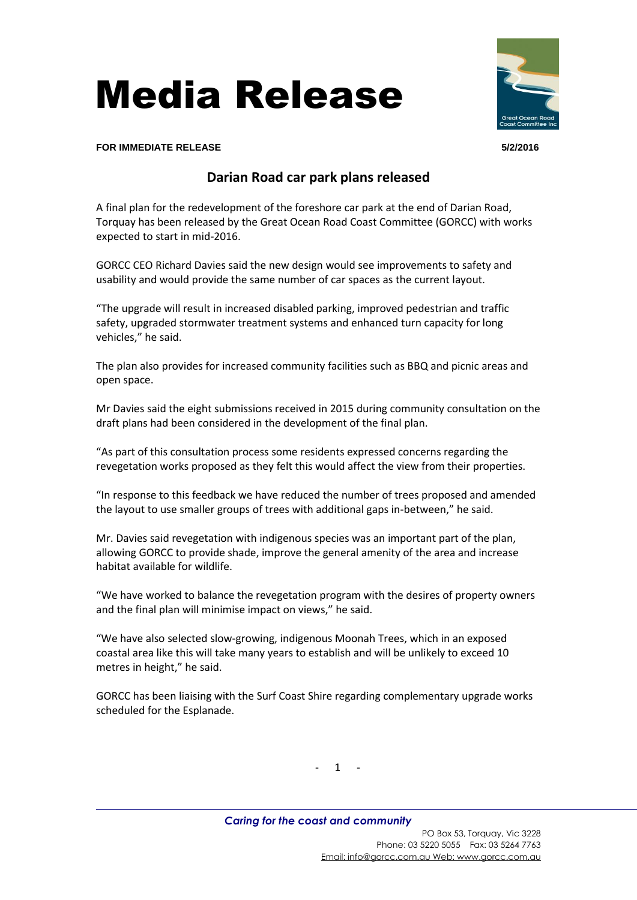# Media Release

**FOR IMMEDIATE RELEASE** **5/2/2016**

## Darian Road car park plans released

A final plan for the redevelopment of the foreshore car park at the end of Darian Road, Torquay has been released by the Great Ocean Road Coast Committee (GORCC) with works expected to start in mid-2016.

GORCC CEO Richard Davies said the new design would see improvements to safety and usability and would provide the same number of car spaces as the current layout.

"The upgrade will result in increased disabled parking, improved pedestrian and traffic safety, upgraded stormwater treatment systems and enhanced turn capacity for long vehicles," he said.

The plan also provides for increased community facilities such as BBQ and picnic areas and open space.

Mr Davies said the eight submissions received in 2015 during community consultation on the draft plans had been considered in the development of the final plan.

"As part of this consultation process some residents expressed concerns regarding the revegetation works proposed as they felt this would affect the view from their properties.

"In response to this feedback we have reduced the number of trees proposed and amended the layout to use smaller groups of trees with additional gaps in-between," he said.

Mr. Davies said revegetation with indigenous species was an important part of the plan, allowing GORCC to provide shade, improve the general amenity of the area and increase habitat available for wildlife.

"We have worked to balance the revegetation program with the desires of property owners and the final plan will minimise impact on views," he said.

"We have also selected slow-growing, indigenous Moonah Trees, which in an exposed coastal area like this will take many years to establish and will be unlikely to exceed 10 metres in height," he said.

GORCC has been liaising with the Surf Coast Shire regarding complementary upgrade works scheduled for the Esplanade.

*Caring for the coast and community*

PO Box 53, Torquay, Vic 3228
Phone: 03 5220 5055 Fax: 03 5264 7763
Email: info@gorcc.com.au Web: www.gorcc.com.au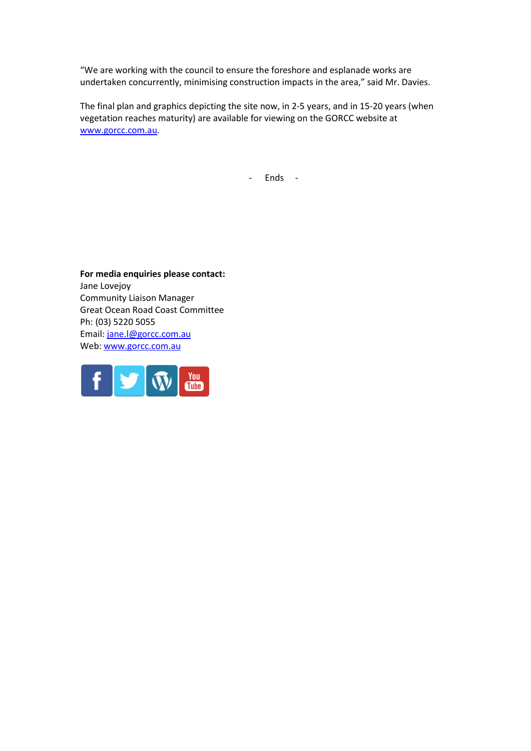"We are working with the council to ensure the foreshore and esplanade works are undertaken concurrently, minimising construction impacts in the area," said Mr. Davies.

The final plan and graphics depicting the site now, in 2-5 years, and in 15-20 years (when vegetation reaches maturity) are available for viewing on the GORCC website at www.gorcc.com.au.

\- Ends -

**For media enquiries please contact:**
Jane Lovejoy
Community Liaison Manager
Great Ocean Road Coast Committee
Ph: (03) 5220 5055
Email: jane.l@gorcc.com.au
Web: www.gorcc.com.au